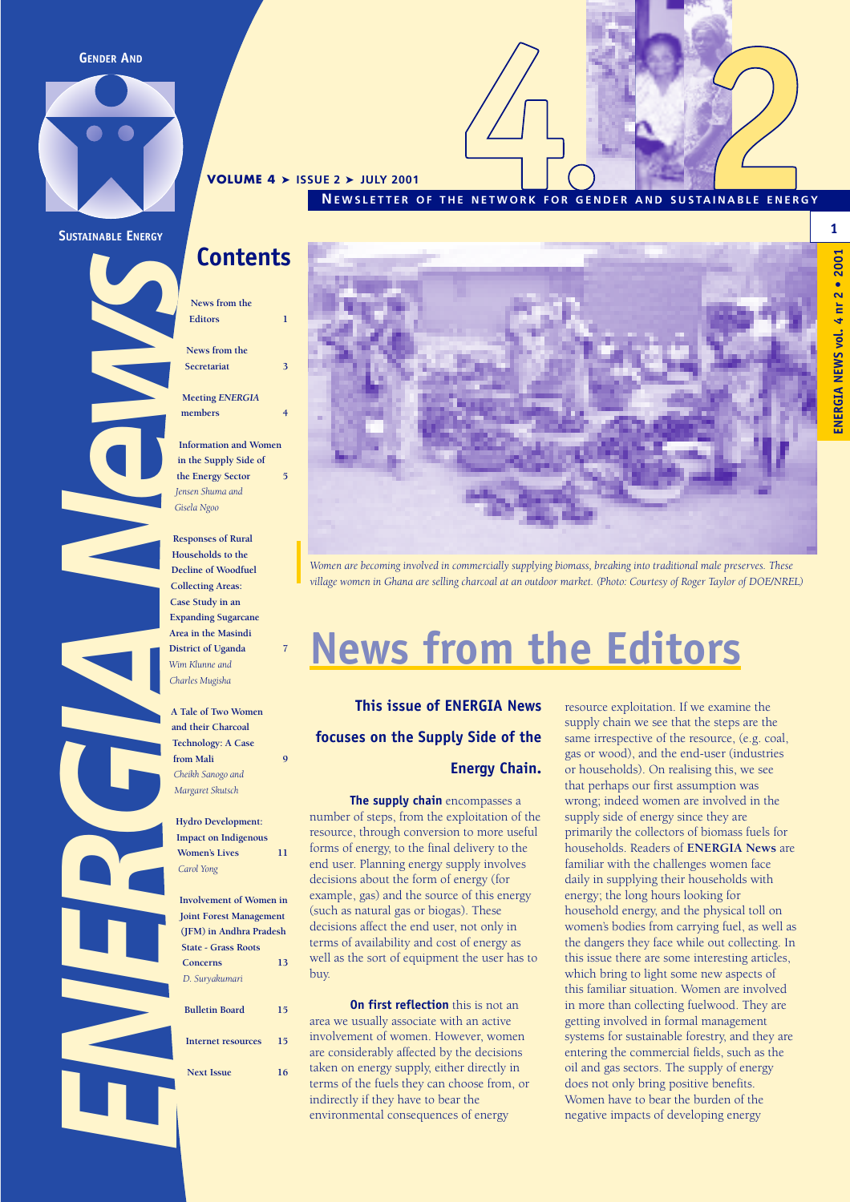GENDER AND SUSTAINABLE ENERGY

# ENERGIA News

**VOLUME 4 ➤ ISSUE 2 ➤ JULY 2001**

**NEWSLETTER OF THE NETWORK FOR GENDER AND SUSTAINABLE ENERGY**

## Contents

| | |
|---|---|
| News from the Editors | 1 |
| News from the Secretariat | 3 |
| Meeting *ENERGIA* members | 4 |
| Information and Women in the Supply Side of the Energy Sector *Jensen Shuma and Gisela Ngoo* | 5 |
| Responses of Rural Households to the Decline of Woodfuel Collecting Areas: Case Study in an Expanding Sugarcane Area in the Masindi District of Uganda *Wim Klunne and Charles Mugisha* | 7 |
| A Tale of Two Women and their Charcoal Technology: A Case from Mali *Cheikh Sanogo and Margaret Skutsch* | 9 |
| Hydro Development: Impact on Indigenous Women's Lives *Carol Yong* | 11 |
| Involvement of Women in Joint Forest Management (JFM) in Andhra Pradesh State - Grass Roots Concerns *D. Suryakumari* | 13 |
| Bulletin Board | 15 |
| Internet resources | 15 |
| Next Issue | 16 |

*Women are becoming involved in commercially supplying biomass, breaking into traditional male preserves. These village women in Ghana are selling charcoal at an outdoor market. (Photo: Courtesy of Roger Taylor of DOE/NREL)*

# News from the Editors

### This issue of ENERGIA News focuses on the Supply Side of the Energy Chain.

**The supply chain** encompasses a number of steps, from the exploitation of the resource, through conversion to more useful forms of energy, to the final delivery to the end user. Planning energy supply involves decisions about the form of energy (for example, gas) and the source of this energy (such as natural gas or biogas). These decisions affect the end user, not only in terms of availability and cost of energy as well as the sort of equipment the user has to buy.

**On first reflection** this is not an area we usually associate with an active involvement of women. However, women are considerably affected by the decisions taken on energy supply, either directly in terms of the fuels they can choose from, or indirectly if they have to bear the environmental consequences of energy resource exploitation. If we examine the supply chain we see that the steps are the same irrespective of the resource, (e.g. coal, gas or wood), and the end-user (industries or households). On realising this, we see that perhaps our first assumption was wrong; indeed women are involved in the supply side of energy since they are primarily the collectors of biomass fuels for households. Readers of **ENERGIA News** are familiar with the challenges women face daily in supplying their households with energy; the long hours looking for household energy, and the physical toll on women's bodies from carrying fuel, as well as the dangers they face while out collecting. In this issue there are some interesting articles, which bring to light some new aspects of this familiar situation. Women are involved in more than collecting fuelwood. They are getting involved in formal management systems for sustainable forestry, and they are entering the commercial fields, such as the oil and gas sectors. The supply of energy does not only bring positive benefits. Women have to bear the burden of the negative impacts of developing energy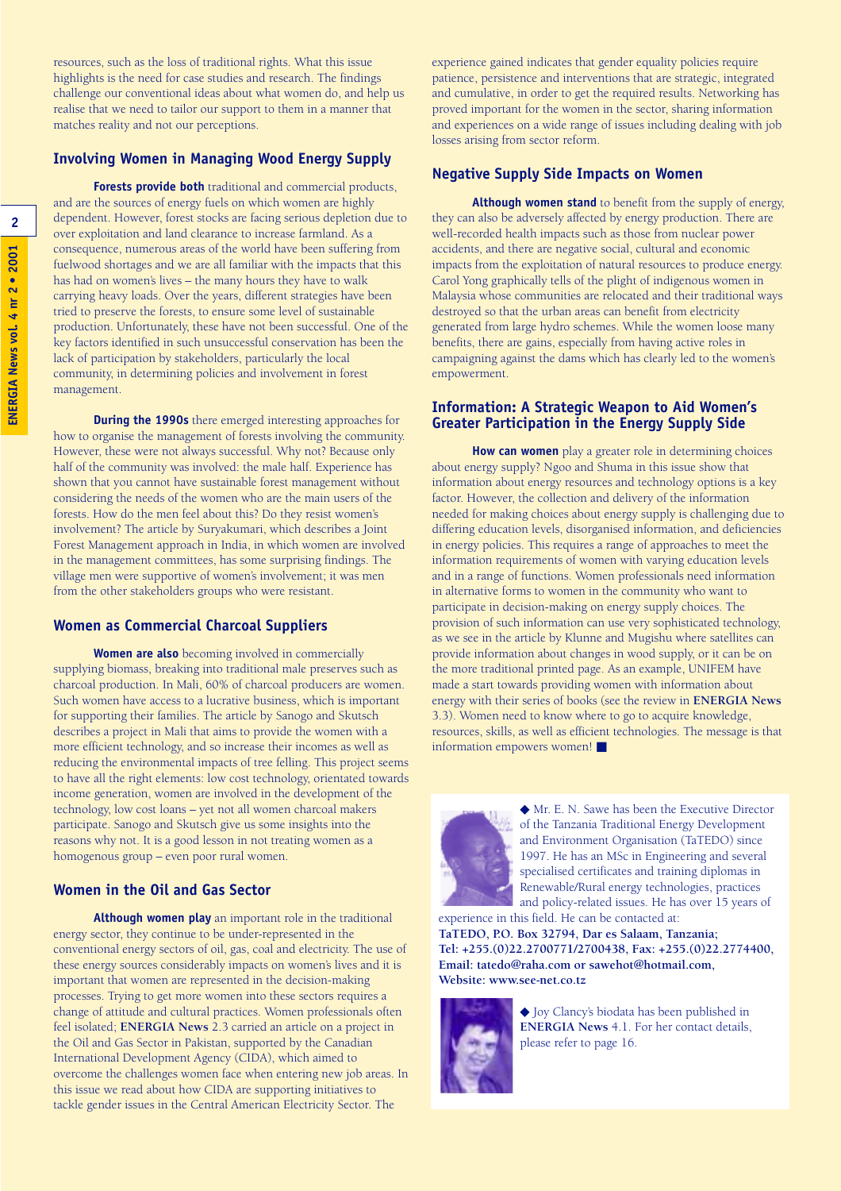resources, such as the loss of traditional rights. What this issue highlights is the need for case studies and research. The findings challenge our conventional ideas about what women do, and help us realise that we need to tailor our support to them in a manner that matches reality and not our perceptions.

## Involving Women in Managing Wood Energy Supply

**Forests provide both** traditional and commercial products, and are the sources of energy fuels on which women are highly dependent. However, forest stocks are facing serious depletion due to over exploitation and land clearance to increase farmland. As a consequence, numerous areas of the world have been suffering from fuelwood shortages and we are all familiar with the impacts that this has had on women's lives – the many hours they have to walk carrying heavy loads. Over the years, different strategies have been tried to preserve the forests, to ensure some level of sustainable production. Unfortunately, these have not been successful. One of the key factors identified in such unsuccessful conservation has been the lack of participation by stakeholders, particularly the local community, in determining policies and involvement in forest management.

**During the 1990s** there emerged interesting approaches for how to organise the management of forests involving the community. However, these were not always successful. Why not? Because only half of the community was involved: the male half. Experience has shown that you cannot have sustainable forest management without considering the needs of the women who are the main users of the forests. How do the men feel about this? Do they resist women's involvement? The article by Suryakumari, which describes a Joint Forest Management approach in India, in which women are involved in the management committees, has some surprising findings. The village men were supportive of women's involvement; it was men from the other stakeholders groups who were resistant.

## Women as Commercial Charcoal Suppliers

**Women are also** becoming involved in commercially supplying biomass, breaking into traditional male preserves such as charcoal production. In Mali, 60% of charcoal producers are women. Such women have access to a lucrative business, which is important for supporting their families. The article by Sanogo and Skutsch describes a project in Mali that aims to provide the women with a more efficient technology, and so increase their incomes as well as reducing the environmental impacts of tree felling. This project seems to have all the right elements: low cost technology, orientated towards income generation, women are involved in the development of the technology, low cost loans – yet not all women charcoal makers participate. Sanogo and Skutsch give us some insights into the reasons why not. It is a good lesson in not treating women as a homogenous group – even poor rural women.

## Women in the Oil and Gas Sector

**Although women play** an important role in the traditional energy sector, they continue to be under-represented in the conventional energy sectors of oil, gas, coal and electricity. The use of these energy sources considerably impacts on women's lives and it is important that women are represented in the decision-making processes. Trying to get more women into these sectors requires a change of attitude and cultural practices. Women professionals often feel isolated; **ENERGIA News** 2.3 carried an article on a project in the Oil and Gas Sector in Pakistan, supported by the Canadian International Development Agency (CIDA), which aimed to overcome the challenges women face when entering new job areas. In this issue we read about how CIDA are supporting initiatives to tackle gender issues in the Central American Electricity Sector. The experience gained indicates that gender equality policies require patience, persistence and interventions that are strategic, integrated and cumulative, in order to get the required results. Networking has proved important for the women in the sector, sharing information and experiences on a wide range of issues including dealing with job losses arising from sector reform.

## Negative Supply Side Impacts on Women

**Although women stand** to benefit from the supply of energy, they can also be adversely affected by energy production. There are well-recorded health impacts such as those from nuclear power accidents, and there are negative social, cultural and economic impacts from the exploitation of natural resources to produce energy. Carol Yong graphically tells of the plight of indigenous women in Malaysia whose communities are relocated and their traditional ways destroyed so that the urban areas can benefit from electricity generated from large hydro schemes. While the women loose many benefits, there are gains, especially from having active roles in campaigning against the dams which has clearly led to the women's empowerment.

## Information: A Strategic Weapon to Aid Women's Greater Participation in the Energy Supply Side

**How can women** play a greater role in determining choices about energy supply? Ngoo and Shuma in this issue show that information about energy resources and technology options is a key factor. However, the collection and delivery of the information needed for making choices about energy supply is challenging due to differing education levels, disorganised information, and deficiencies in energy policies. This requires a range of approaches to meet the information requirements of women with varying education levels and in a range of functions. Women professionals need information in alternative forms to women in the community who want to participate in decision-making on energy supply choices. The provision of such information can use very sophisticated technology, as we see in the article by Klunne and Mugishu where satellites can provide information about changes in wood supply, or it can be on the more traditional printed page. As an example, UNIFEM have made a start towards providing women with information about energy with their series of books (see the review in **ENERGIA News** 3.3). Women need to know where to go to acquire knowledge, resources, skills, as well as efficient technologies. The message is that information empowers women! ■

◆ Mr. E. N. Sawe has been the Executive Director of the Tanzania Traditional Energy Development and Environment Organisation (TaTEDO) since 1997. He has an MSc in Engineering and several specialised certificates and training diplomas in Renewable/Rural energy technologies, practices and policy-related issues. He has over 15 years of experience in this field. He can be contacted at:
**TaTEDO, P.O. Box 32794, Dar es Salaam, Tanzania;
Tel: +255.(0)22.2700771/2700438, Fax: +255.(0)22.2774400,
Email: tatedo@raha.com or sawehot@hotmail.com,
Website: www.see-net.co.tz**

◆ Joy Clancy's biodata has been published in **ENERGIA News** 4.1. For her contact details, please refer to page 16.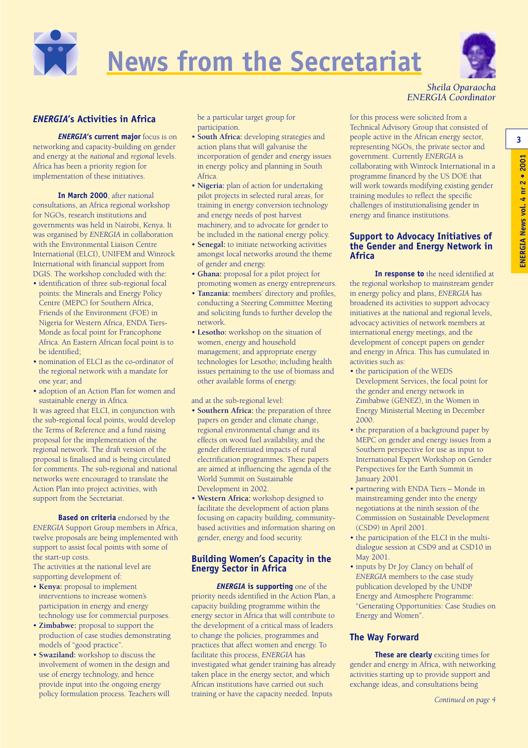# News from the Secretariat

*Sheila Oparaocha*
*ENERGIA Coordinator*

## *ENERGIA*'s Activities in Africa

***ENERGIA*'s current major** focus is on networking and capacity-building on gender and energy at the *national* and *regional* levels. Africa has been a priority region for implementation of these initiatives.

**In March 2000**, after national consultations, an Africa regional workshop for NGOs, research institutions and governments was held in Nairobi, Kenya. It was organised by *ENERGIA* in collaboration with the Environmental Liaison Centre International (ELCI), UNIFEM and Winrock International with financial support from DGIS. The workshop concluded with the:

- identification of three sub-regional focal points: the Minerals and Energy Policy Centre (MEPC) for Southern Africa, Friends of the Environment (FOE) in Nigeria for Western Africa, ENDA Tiers-Monde as focal point for Francophone Africa. An Eastern African focal point is to be identified;
- nomination of ELCI as the co-ordinator of the regional network with a mandate for one year; and
- adoption of an Action Plan for women and sustainable energy in Africa.

It was agreed that ELCI, in conjunction with the sub-regional focal points, would develop the Terms of Reference and a fund raising proposal for the implementation of the regional network. The draft version of the proposal is finalised and is being circulated for comments. The sub-regional and national networks were encouraged to translate the Action Plan into project activities, with support from the Secretariat.

**Based on criteria** endorsed by the *ENERGIA* Support Group members in Africa, twelve proposals are being implemented with support to assist focal points with some of the start-up costs.

The activities at the national level are supporting development of:

- **Kenya:** proposal to implement interventions to increase women's participation in energy and energy technology use for commercial purposes.
- **Zimbabwe:** proposal to support the production of case studies demonstrating models of "good practice".
- **Swaziland:** workshop to discuss the involvement of women in the design and use of energy technology, and hence provide input into the ongoing energy policy formulation process. Teachers will be a particular target group for participation.
- **South Africa:** developing strategies and action plans that will galvanise the incorporation of gender and energy issues in energy policy and planning in South Africa.
- **Nigeria:** plan of action for undertaking pilot projects in selected rural areas, for training in energy conversion technology and energy needs of post harvest machinery, and to advocate for gender to be included in the national energy policy.
- **Senegal:** to initiate networking activities amongst local networks around the theme of gender and energy.
- **Ghana:** proposal for a pilot project for promoting women as energy entrepreneurs.
- **Tanzania:** members' directory and profiles, conducting a Steering Committee Meeting and soliciting funds to further develop the network.
- **Lesotho:** workshop on the situation of women, energy and household management; and appropriate energy technologies for Lesotho; including health issues pertaining to the use of biomass and other available forms of energy.

and at the sub-regional level:

- **Southern Africa:** the preparation of three papers on gender and climate change, regional environmental change and its effects on wood fuel availability, and the gender differentiated impacts of rural electrification programmes. These papers are aimed at influencing the agenda of the World Summit on Sustainable Development in 2002.
- **Western Africa:** workshop designed to facilitate the development of action plans focusing on capacity building, community-based activities and information sharing on gender, energy and food security.

## Building Women's Capacity in the Energy Sector in Africa

***ENERGIA* is supporting** one of the priority needs identified in the Action Plan, a capacity building programme within the energy sector in Africa that will contribute to the development of a critical mass of leaders to change the policies, programmes and practices that affect women and energy. To facilitate this process, *ENERGIA* has investigated what gender training has already taken place in the energy sector, and which African institutions have carried out such training or have the capacity needed. Inputs for this process were solicited from a Technical Advisory Group that consisted of people active in the African energy sector, representing NGOs, the private sector and government. Currently *ENERGIA* is collaborating with Winrock International in a programme financed by the US DOE that will work towards modifying existing gender training modules to reflect the specific challenges of institutionalising gender in energy and finance institutions.

## Support to Advocacy Initiatives of the Gender and Energy Network in Africa

**In response to** the need identified at the regional workshop to mainstream gender in energy policy and plans, *ENERGIA* has broadened its activities to support advocacy initiatives at the national and regional levels, advocacy activities of network members at international energy meetings, and the development of concept papers on gender and energy in Africa. This has cumulated in activities such as:

- the participation of the WEDS Development Services, the focal point for the gender and energy network in Zimbabwe (GENEZ), in the Women in Energy Ministerial Meeting in December 2000.
- the preparation of a background paper by MEPC on gender and energy issues from a Southern perspective for use as input to International Expert Workshop on Gender Perspectives for the Earth Summit in January 2001.
- partnering with ENDA Tiers – Monde in mainstreaming gender into the energy negotiations at the ninth session of the Commission on Sustainable Development (CSD9) in April 2001.
- the participation of the ELCI in the multi-dialogue session at CSD9 and at CSD10 in May 2001.
- inputs by Dr Joy Clancy on behalf of *ENERGIA* members to the case study publication developed by the UNDP Energy and Atmosphere Programme: "Generating Opportunities: Case Studies on Energy and Women".

## The Way Forward

**These are clearly** exciting times for gender and energy in Africa, with networking activities starting up to provide support and exchange ideas, and consultations being

*Continued on page 4*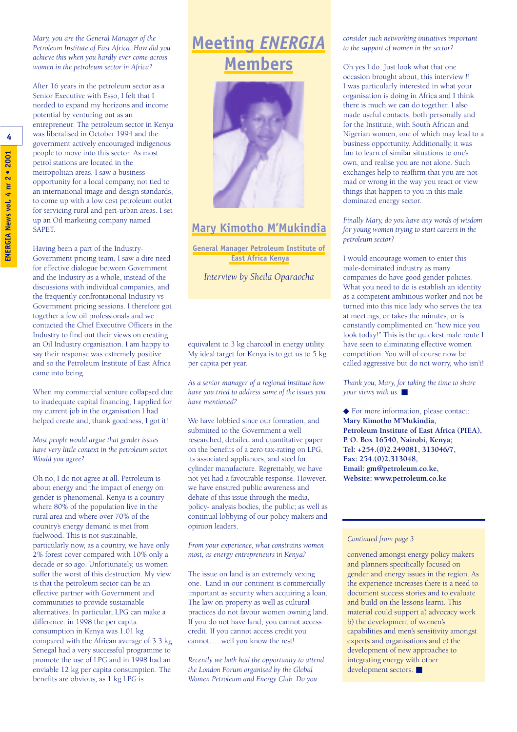# Meeting *ENERGIA* Members

## Mary Kimotho M'Mukindia

**General Manager Petroleum Institute of East Africa Kenya**

*Interview by Sheila Oparaocha*

*Mary, you are the General Manager of the Petroleum Institute of East Africa. How did you achieve this when you hardly ever come across women in the petroleum sector in Africa?*

After 16 years in the petroleum sector as a Senior Executive with Esso, I felt that I needed to expand my horizons and income potential by venturing out as an entrepreneur. The petroleum sector in Kenya was liberalised in October 1994 and the government actively encouraged indigenous people to move into this sector. As most petrol stations are located in the metropolitan areas, I saw a business opportunity for a local company, not tied to an international image and design standards, to come up with a low cost petroleum outlet for servicing rural and peri-urban areas. I set up an Oil marketing company named SAPET.

Having been a part of the Industry-Government pricing team, I saw a dire need for effective dialogue between Government and the Industry as a whole, instead of the discussions with individual companies, and the frequently confrontational Industry vs Government pricing sessions. I therefore got together a few oil professionals and we contacted the Chief Executive Officers in the Industry to find out their views on creating an Oil Industry organisation. I am happy to say their response was extremely positive and so the Petroleum Institute of East Africa came into being.

When my commercial venture collapsed due to inadequate capital financing, I applied for my current job in the organisation I had helped create and, thank goodness, I got it!

*Most people would argue that gender issues have very little context in the petroleum sector. Would you agree?*

Oh no, I do not agree at all. Petroleum is about energy and the impact of energy on gender is phenomenal. Kenya is a country where 80% of the population live in the rural area and where over 70% of the country's energy demand is met from fuelwood. This is not sustainable, particularly now, as a country, we have only 2% forest cover compared with 10% only a decade or so ago. Unfortunately, us women suffer the worst of this destruction. My view is that the petroleum sector can be an effective partner with Government and communities to provide sustainable alternatives. In particular, LPG can make a difference: in 1998 the per capita consumption in Kenya was 1.01 kg compared with the African average of 3.3 kg. Senegal had a very successful programme to promote the use of LPG and in 1998 had an enviable 12 kg per capita consumption. The benefits are obvious, as 1 kg LPG is equivalent to 3 kg charcoal in energy utility. My ideal target for Kenya is to get us to 5 kg per capita per year.

*As a senior manager of a regional institute how have you tried to address some of the issues you have mentioned?*

We have lobbied since our formation, and submitted to the Government a well researched, detailed and quantitative paper on the benefits of a zero tax-rating on LPG, its associated appliances, and steel for cylinder manufacture. Regrettably, we have not yet had a favourable response. However, we have ensured public awareness and debate of this issue through the media, policy- analysis bodies, the public; as well as continual lobbying of our policy makers and opinion leaders.

*From your experience, what constrains women most, as energy entrepreneurs in Kenya?*

The issue on land is an extremely vexing one. Land in our continent is commercially important as security when acquiring a loan. The law on property as well as cultural practices do not favour women owning land. If you do not have land, you cannot access credit. If you cannot access credit you cannot…. well you know the rest!

*Recently we both had the opportunity to attend the London Forum organised by the Global Women Petroleum and Energy Club. Do you consider such networking initiatives important to the support of women in the sector?*

Oh yes I do. Just look what that one occasion brought about, this interview !! I was particularly interested in what your organisation is doing in Africa and I think there is much we can do together. I also made useful contacts, both personally and for the Institute, with South African and Nigerian women, one of which may lead to a business opportunity. Additionally, it was fun to learn of similar situations to one's own, and realise you are not alone. Such exchanges help to reaffirm that you are not mad or wrong in the way you react or view things that happen to you in this male dominated energy sector.

*Finally Mary, do you have any words of wisdom for young women trying to start careers in the petroleum sector?*

I would encourage women to enter this male-dominated industry as many companies do have good gender policies. What you need to do is establish an identity as a competent ambitious worker and not be turned into this nice lady who serves the tea at meetings, or takes the minutes, or is constantly complimented on "how nice you look today!" This is the quickest male route I have seen to eliminating effective women competition. You will of course now be called aggressive but do not worry, who isn't!

*Thank you, Mary, for taking the time to share your views with us.* ■

◆ For more information, please contact:
**Mary Kimotho M'Mukindia,**
**Petroleum Institute of East Africa (PIEA),**
**P. O. Box 16540, Nairobi, Kenya;**
**Tel: +254.(0)2.249081, 313046/7,**
**Fax: 254.(0)2.313048,**
**Email: gm@petroleum.co.ke,**
**Website: www.petroleum.co.ke**

---

*Continued from page 3*

convened amongst energy policy makers and planners specifically focused on gender and energy issues in the region. As the experience increases there is a need to document success stories and to evaluate and build on the lessons learnt. This material could support a) advocacy work b) the development of women's capabilities and men's sensitivity amongst experts and organisations and c) the development of new approaches to integrating energy with other development sectors. ■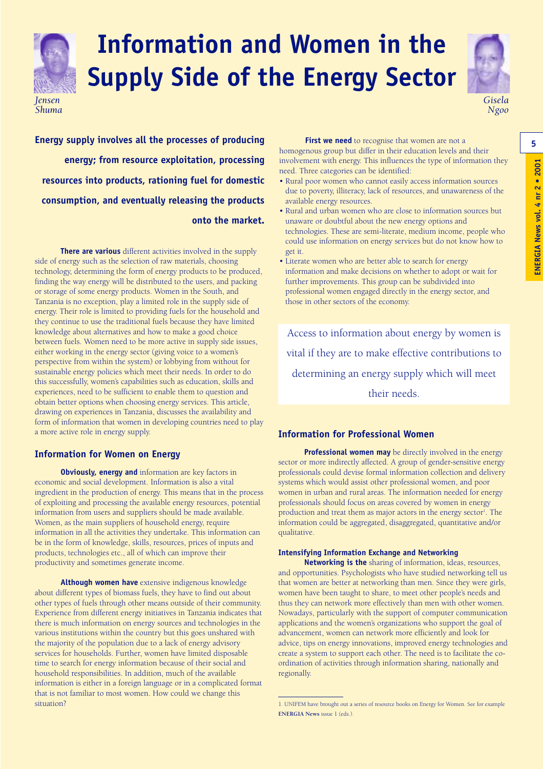# Information and Women in the Supply Side of the Energy Sector

*Jensen Shuma*

*Gisela Ngoo*

**Energy supply involves all the processes of producing energy; from resource exploitation, processing resources into products, rationing fuel for domestic consumption, and eventually releasing the products onto the market.**

**There are various** different activities involved in the supply side of energy such as the selection of raw materials, choosing technology, determining the form of energy products to be produced, finding the way energy will be distributed to the users, and packing or storage of some energy products. Women in the South, and Tanzania is no exception, play a limited role in the supply side of energy. Their role is limited to providing fuels for the household and they continue to use the traditional fuels because they have limited knowledge about alternatives and how to make a good choice between fuels. Women need to be more active in supply side issues, either working in the energy sector (giving voice to a women's perspective from within the system) or lobbying from without for sustainable energy policies which meet their needs. In order to do this successfully, women's capabilities such as education, skills and experiences, need to be sufficient to enable them to question and obtain better options when choosing energy services. This article, drawing on experiences in Tanzania, discusses the availability and form of information that women in developing countries need to play a more active role in energy supply.

## Information for Women on Energy

**Obviously, energy and** information are key factors in economic and social development. Information is also a vital ingredient in the production of energy. This means that in the process of exploiting and processing the available energy resources, potential information from users and suppliers should be made available. Women, as the main suppliers of household energy, require information in all the activities they undertake. This information can be in the form of knowledge, skills, resources, prices of inputs and products, technologies etc., all of which can improve their productivity and sometimes generate income.

**Although women have** extensive indigenous knowledge about different types of biomass fuels, they have to find out about other types of fuels through other means outside of their community. Experience from different energy initiatives in Tanzania indicates that there is much information on energy sources and technologies in the various institutions within the country but this goes unshared with the majority of the population due to a lack of energy advisory services for households. Further, women have limited disposable time to search for energy information because of their social and household responsibilities. In addition, much of the available information is either in a foreign language or in a complicated format that is not familiar to most women. How could we change this situation?

**First we need** to recognise that women are not a homogenous group but differ in their education levels and their involvement with energy. This influences the type of information they need. Three categories can be identified:

- Rural poor women who cannot easily access information sources due to poverty, illiteracy, lack of resources, and unawareness of the available energy resources.
- Rural and urban women who are close to information sources but unaware or doubtful about the new energy options and technologies. These are semi-literate, medium income, people who could use information on energy services but do not know how to get it.
- Literate women who are better able to search for energy information and make decisions on whether to adopt or wait for further improvements. This group can be subdivided into professional women engaged directly in the energy sector, and those in other sectors of the economy.

> Access to information about energy by women is vital if they are to make effective contributions to determining an energy supply which will meet their needs.

## Information for Professional Women

**Professional women may** be directly involved in the energy sector or more indirectly affected. A group of gender-sensitive energy professionals could devise formal information collection and delivery systems which would assist other professional women, and poor women in urban and rural areas. The information needed for energy professionals should focus on areas covered by women in energy production and treat them as major actors in the energy sector[1]. The information could be aggregated, disaggregated, quantitative and/or qualitative.

### Intensifying Information Exchange and Networking

**Networking is the** sharing of information, ideas, resources, and opportunities. Psychologists who have studied networking tell us that women are better at networking than men. Since they were girls, women have been taught to share, to meet other people's needs and thus they can network more effectively than men with other women. Nowadays, particularly with the support of computer communication applications and the women's organizations who support the goal of advancement, women can network more efficiently and look for advice, tips on energy innovations, improved energy technologies and create a system to support each other. The need is to facilitate the co-ordination of activities through information sharing, nationally and regionally.

---

1. UNIFEM have brought out a series of resource books on Energy for Women. See for example **ENERGIA News** issue 1 (eds.).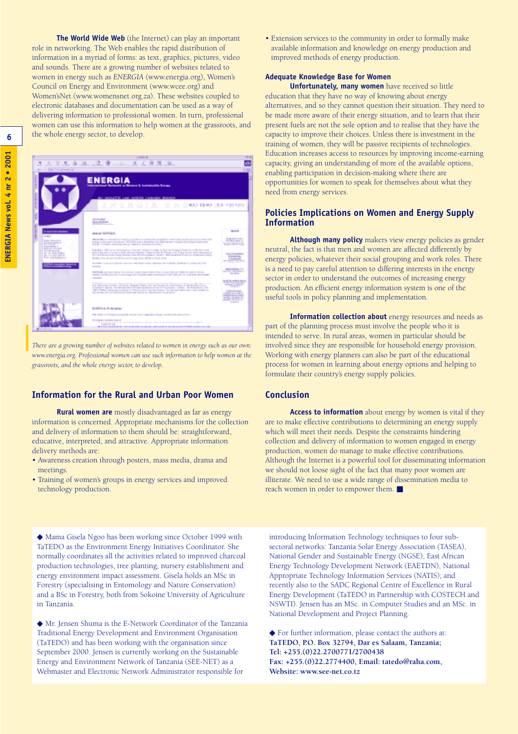**The World Wide Web** (the Internet) can play an important role in networking. The Web enables the rapid distribution of information in a myriad of forms: as text, graphics, pictures, video and sounds. There are a growing number of websites related to women in energy such as *ENERGIA* (www.energia.org), Women's Council on Energy and Environment (www.wcee.org) and Women'sNet (www.womensnet.org.za). These websites coupled to electronic databases and documentation can be used as a way of delivering information to professional women. In turn, professional women can use this information to help women at the grassroots, and the whole energy sector, to develop.

*There are a growing number of websites related to women in energy such as our own: www.energia.org. Professional women can use such information to help women at the grassroots, and the whole energy sector, to develop.*

## Information for the Rural and Urban Poor Women

**Rural women are** mostly disadvantaged as far as energy information is concerned. Appropriate mechanisms for the collection and delivery of information to them should be: straightforward, educative, interpreted, and attractive. Appropriate information delivery methods are:

- Awareness creation through posters, mass media, drama and meetings.
- Training of women's groups in energy services and improved technology production.
- Extension services to the community in order to formally make available information and knowledge on energy production and improved methods of energy production.

### Adequate Knowledge Base for Women

**Unfortunately, many women** have received so little education that they have no way of knowing about energy alternatives, and so they cannot question their situation. They need to be made more aware of their energy situation, and to learn that their present fuels are not the sole option and to realise that they have the capacity to improve their choices. Unless there is investment in the training of women, they will be passive recipients of technologies. Education increases access to resources by improving income-earning capacity, giving an understanding of more of the available options, enabling participation in decision-making where there are opportunities for women to speak for themselves about what they need from energy services.

## Policies Implications on Women and Energy Supply Information

**Although many policy** makers view energy policies as gender neutral, the fact is that men and women are affected differently by energy policies, whatever their social grouping and work roles. There is a need to pay careful attention to differing interests in the energy sector in order to understand the outcomes of increasing energy production. An efficient energy information system is one of the useful tools in policy planning and implementation.

**Information collection about** energy resources and needs as part of the planning process must involve the people who it is intended to serve. In rural areas, women in particular should be involved since they are responsible for household energy provision. Working with energy planners can also be part of the educational process for women in learning about energy options and helping to formulate their country's energy supply policies.

## Conclusion

**Access to information** about energy by women is vital if they are to make effective contributions to determining an energy supply which will meet their needs. Despite the constraints hindering collection and delivery of information to women engaged in energy production, women do manage to make effective contributions. Although the Internet is a powerful tool for disseminating information we should not loose sight of the fact that many poor women are illiterate. We need to use a wide range of dissemination media to reach women in order to empower them. ■

◆ Mama Gisela Ngoo has been working since October 1999 with TaTEDO as the Environment Energy Initiatives Coordinator. She normally coordinates all the activities related to improved charcoal production technologies, tree planting, nursery establishment and energy environment impact assessment. Gisela holds an MSc in Forestry (specialising in Entomology and Nature Conservation) and a BSc in Forestry, both from Sokoine University of Agriculture in Tanzania.

◆ Mr. Jensen Shuma is the E-Network Coordinator of the Tanzania Traditional Energy Development and Environment Organisation (TaTEDO) and has been working with the organisation since September 2000. Jensen is currently working on the Sustainable Energy and Environment Network of Tanzania (SEE-NET) as a Webmaster and Electronic Network Administrator responsible for introducing Information Technology techniques to four sub-sectoral networks: Tanzania Solar Energy Association (TASEA), National Gender and Sustainable Energy (NGSE), East African Energy Technology Development Network (EAETDN), National Appropriate Technology Information Services (NATIS); and recently also to the SADC Regional Centre of Excellence in Rural Energy Development (TaTEDO in Partnership with COSTECH and NSWTI). Jensen has an MSc. in Computer Studies and an MSc. in National Development and Project Planning.

◆ For further information, please contact the authors at:
**TaTEDO, P.O. Box 32794, Dar es Salaam, Tanzania;**
**Tel: +255.(0)22.2700771/2700438**
**Fax: +255.(0)22.2774400, Email: tatedo@raha.com,**
**Website: www.see-net.co.tz**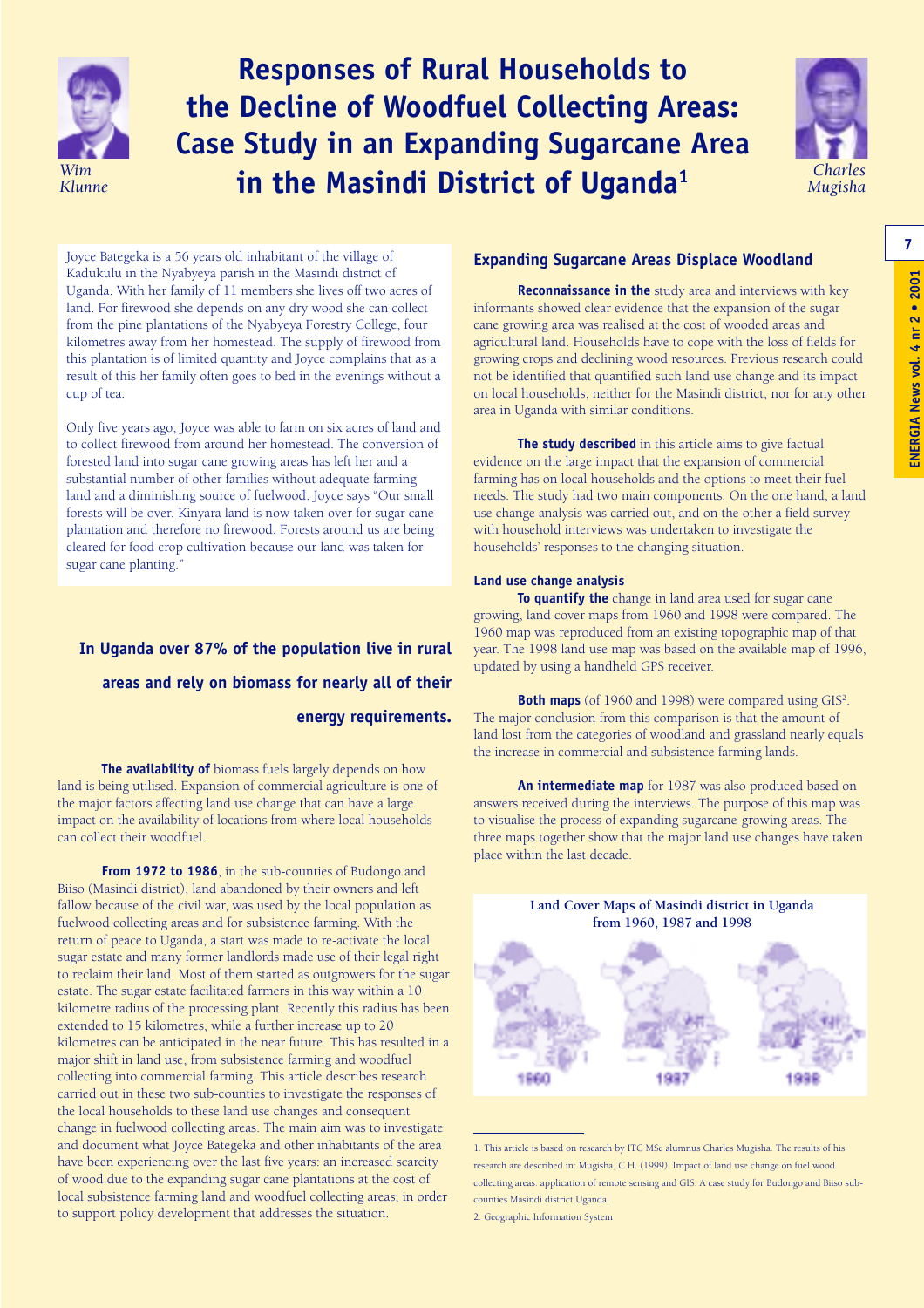# Responses of Rural Households to the Decline of Woodfuel Collecting Areas: Case Study in an Expanding Sugarcane Area in the Masindi District of Uganda[1]

*Wim Klunne* *Charles Mugisha*

Joyce Bategeka is a 56 years old inhabitant of the village of Kadukulu in the Nyabyeya parish in the Masindi district of Uganda. With her family of 11 members she lives off two acres of land. For firewood she depends on any dry wood she can collect from the pine plantations of the Nyabyeya Forestry College, four kilometres away from her homestead. The supply of firewood from this plantation is of limited quantity and Joyce complains that as a result of this her family often goes to bed in the evenings without a cup of tea.

Only five years ago, Joyce was able to farm on six acres of land and to collect firewood from around her homestead. The conversion of forested land into sugar cane growing areas has left her and a substantial number of other families without adequate farming land and a diminishing source of fuelwood. Joyce says "Our small forests will be over. Kinyara land is now taken over for sugar cane plantation and therefore no firewood. Forests around us are being cleared for food crop cultivation because our land was taken for sugar cane planting."

**In Uganda over 87% of the population live in rural areas and rely on biomass for nearly all of their energy requirements.**

**The availability of** biomass fuels largely depends on how land is being utilised. Expansion of commercial agriculture is one of the major factors affecting land use change that can have a large impact on the availability of locations from where local households can collect their woodfuel.

**From 1972 to 1986**, in the sub-counties of Budongo and Biiso (Masindi district), land abandoned by their owners and left fallow because of the civil war, was used by the local population as fuelwood collecting areas and for subsistence farming. With the return of peace to Uganda, a start was made to re-activate the local sugar estate and many former landlords made use of their legal right to reclaim their land. Most of them started as outgrowers for the sugar estate. The sugar estate facilitated farmers in this way within a 10 kilometre radius of the processing plant. Recently this radius has been extended to 15 kilometres, while a further increase up to 20 kilometres can be anticipated in the near future. This has resulted in a major shift in land use, from subsistence farming and woodfuel collecting into commercial farming. This article describes research carried out in these two sub-counties to investigate the responses of the local households to these land use changes and consequent change in fuelwood collecting areas. The main aim was to investigate and document what Joyce Bategeka and other inhabitants of the area have been experiencing over the last five years: an increased scarcity of wood due to the expanding sugar cane plantations at the cost of local subsistence farming land and woodfuel collecting areas; in order to support policy development that addresses the situation.

## Expanding Sugarcane Areas Displace Woodland

**Reconnaissance in the** study area and interviews with key informants showed clear evidence that the expansion of the sugar cane growing area was realised at the cost of wooded areas and agricultural land. Households have to cope with the loss of fields for growing crops and declining wood resources. Previous research could not be identified that quantified such land use change and its impact on local households, neither for the Masindi district, nor for any other area in Uganda with similar conditions.

**The study described** in this article aims to give factual evidence on the large impact that the expansion of commercial farming has on local households and the options to meet their fuel needs. The study had two main components. On the one hand, a land use change analysis was carried out, and on the other a field survey with household interviews was undertaken to investigate the households' responses to the changing situation.

### Land use change analysis

**To quantify the** change in land area used for sugar cane growing, land cover maps from 1960 and 1998 were compared. The 1960 map was reproduced from an existing topographic map of that year. The 1998 land use map was based on the available map of 1996, updated by using a handheld GPS receiver.

**Both maps** (of 1960 and 1998) were compared using GIS[2]. The major conclusion from this comparison is that the amount of land lost from the categories of woodland and grassland nearly equals the increase in commercial and subsistence farming lands.

**An intermediate map** for 1987 was also produced based on answers received during the interviews. The purpose of this map was to visualise the process of expanding sugarcane-growing areas. The three maps together show that the major land use changes have taken place within the last decade.

**Land Cover Maps of Masindi district in Uganda from 1960, 1987 and 1998**

1960 1987 1998

---

1. This article is based on research by ITC MSc alumnus Charles Mugisha. The results of his research are described in: Mugisha, C.H. (1999). Impact of land use change on fuel wood collecting areas: application of remote sensing and GIS. A case study for Budongo and Biiso sub-counties Masindi district Uganda.

2. Geographic Information System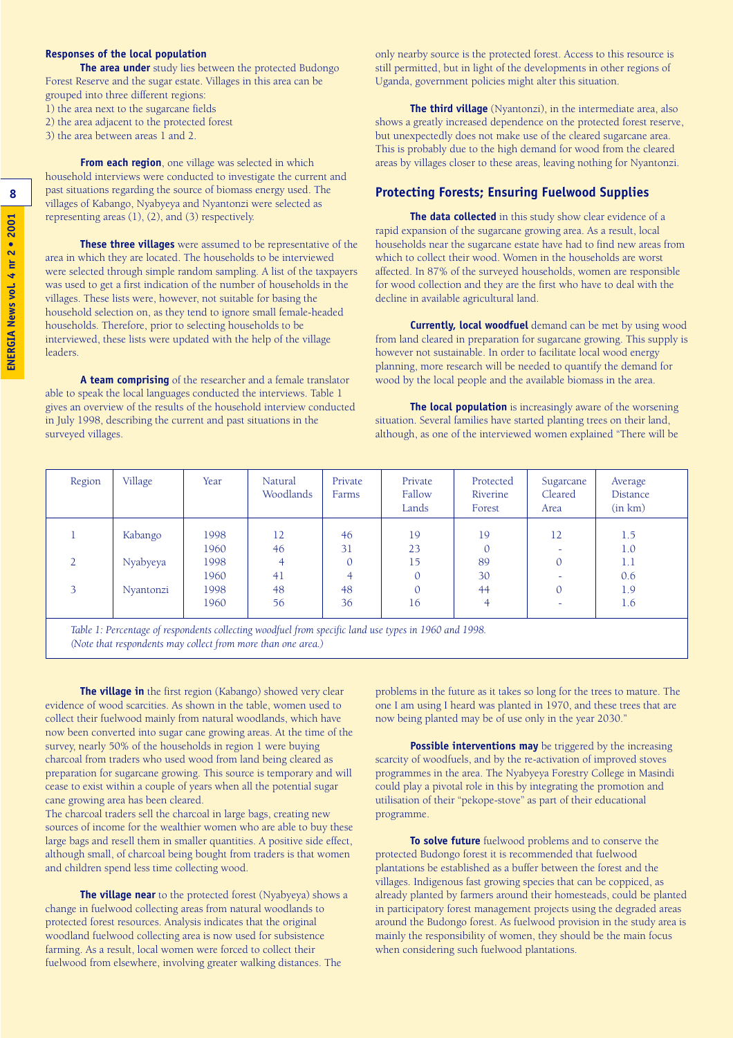**Responses of the local population**

**The area under** study lies between the protected Budongo Forest Reserve and the sugar estate. Villages in this area can be grouped into three different regions:

1) the area next to the sugarcane fields
2) the area adjacent to the protected forest
3) the area between areas 1 and 2.

**From each region**, one village was selected in which household interviews were conducted to investigate the current and past situations regarding the source of biomass energy used. The villages of Kabango, Nyabyeya and Nyantonzi were selected as representing areas (1), (2), and (3) respectively.

**These three villages** were assumed to be representative of the area in which they are located. The households to be interviewed were selected through simple random sampling. A list of the taxpayers was used to get a first indication of the number of households in the villages. These lists were, however, not suitable for basing the household selection on, as they tend to ignore small female-headed households. Therefore, prior to selecting households to be interviewed, these lists were updated with the help of the village leaders.

**A team comprising** of the researcher and a female translator able to speak the local languages conducted the interviews. Table 1 gives an overview of the results of the household interview conducted in July 1998, describing the current and past situations in the surveyed villages.

| Region | Village | Year | Natural Woodlands | Private Farms | Private Fallow Lands | Protected Riverine Forest | Sugarcane Cleared Area | Average Distance (in km) |
|---|---|---|---|---|---|---|---|---|
| 1 | Kabango | 1998 | 12 | 46 | 19 | 19 | 12 | 1.5 |
| | | 1960 | 46 | 31 | 23 | 0 | - | 1.0 |
| 2 | Nyabyeya | 1998 | 4 | 0 | 15 | 89 | 0 | 1.1 |
| | | 1960 | 41 | 4 | 0 | 30 | - | 0.6 |
| 3 | Nyantonzi | 1998 | 48 | 48 | 0 | 44 | 0 | 1.9 |
| | | 1960 | 56 | 36 | 16 | 4 | - | 1.6 |

*Table 1: Percentage of respondents collecting woodfuel from specific land use types in 1960 and 1998. (Note that respondents may collect from more than one area.)*

**The village in** the first region (Kabango) showed very clear evidence of wood scarcities. As shown in the table, women used to collect their fuelwood mainly from natural woodlands, which have now been converted into sugar cane growing areas. At the time of the survey, nearly 50% of the households in region 1 were buying charcoal from traders who used wood from land being cleared as preparation for sugarcane growing. This source is temporary and will cease to exist within a couple of years when all the potential sugar cane growing area has been cleared.
The charcoal traders sell the charcoal in large bags, creating new sources of income for the wealthier women who are able to buy these large bags and resell them in smaller quantities. A positive side effect, although small, of charcoal being bought from traders is that women and children spend less time collecting wood.

**The village near** to the protected forest (Nyabyeya) shows a change in fuelwood collecting areas from natural woodlands to protected forest resources. Analysis indicates that the original woodland fuelwood collecting area is now used for subsistence farming. As a result, local women were forced to collect their fuelwood from elsewhere, involving greater walking distances. The only nearby source is the protected forest. Access to this resource is still permitted, but in light of the developments in other regions of Uganda, government policies might alter this situation.

**The third village** (Nyantonzi), in the intermediate area, also shows a greatly increased dependence on the protected forest reserve, but unexpectedly does not make use of the cleared sugarcane area. This is probably due to the high demand for wood from the cleared areas by villages closer to these areas, leaving nothing for Nyantonzi.

## Protecting Forests; Ensuring Fuelwood Supplies

**The data collected** in this study show clear evidence of a rapid expansion of the sugarcane growing area. As a result, local households near the sugarcane estate have had to find new areas from which to collect their wood. Women in the households are worst affected. In 87% of the surveyed households, women are responsible for wood collection and they are the first who have to deal with the decline in available agricultural land.

**Currently, local woodfuel** demand can be met by using wood from land cleared in preparation for sugarcane growing. This supply is however not sustainable. In order to facilitate local wood energy planning, more research will be needed to quantify the demand for wood by the local people and the available biomass in the area.

**The local population** is increasingly aware of the worsening situation. Several families have started planting trees on their land, although, as one of the interviewed women explained "There will be problems in the future as it takes so long for the trees to mature. The one I am using I heard was planted in 1970, and these trees that are now being planted may be of use only in the year 2030."

**Possible interventions may** be triggered by the increasing scarcity of woodfuels, and by the re-activation of improved stoves programmes in the area. The Nyabyeya Forestry College in Masindi could play a pivotal role in this by integrating the promotion and utilisation of their "pekope-stove" as part of their educational programme.

**To solve future** fuelwood problems and to conserve the protected Budongo forest it is recommended that fuelwood plantations be established as a buffer between the forest and the villages. Indigenous fast growing species that can be coppiced, as already planted by farmers around their homesteads, could be planted in participatory forest management projects using the degraded areas around the Budongo forest. As fuelwood provision in the study area is mainly the responsibility of women, they should be the main focus when considering such fuelwood plantations.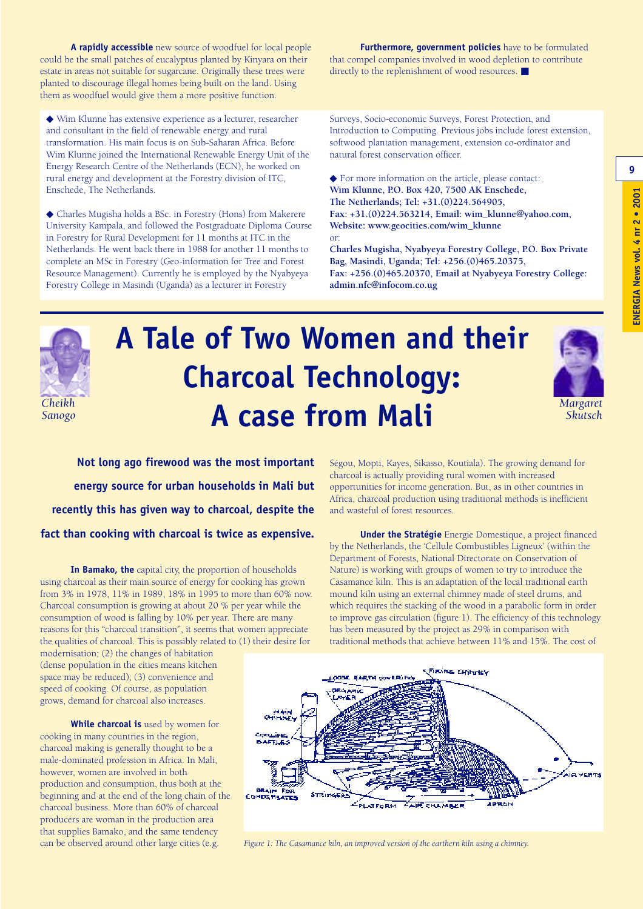**A rapidly accessible** new source of woodfuel for local people could be the small patches of eucalyptus planted by Kinyara on their estate in areas not suitable for sugarcane. Originally these trees were planted to discourage illegal homes being built on the land. Using them as woodfuel would give them a more positive function.

**Furthermore, government policies** have to be formulated that compel companies involved in wood depletion to contribute directly to the replenishment of wood resources. ■

◆ Wim Klunne has extensive experience as a lecturer, researcher and consultant in the field of renewable energy and rural transformation. His main focus is on Sub-Saharan Africa. Before Wim Klunne joined the International Renewable Energy Unit of the Energy Research Centre of the Netherlands (ECN), he worked on rural energy and development at the Forestry division of ITC, Enschede, The Netherlands.

◆ Charles Mugisha holds a BSc. in Forestry (Hons) from Makerere University Kampala, and followed the Postgraduate Diploma Course in Forestry for Rural Development for 11 months at ITC in the Netherlands. He went back there in 1988 for another 11 months to complete an MSc in Forestry (Geo-information for Tree and Forest Resource Management). Currently he is employed by the Nyabyeya Forestry College in Masindi (Uganda) as a lecturer in Forestry Surveys, Socio-economic Surveys, Forest Protection, and Introduction to Computing. Previous jobs include forest extension, softwood plantation management, extension co-ordinator and natural forest conservation officer.

◆ For more information on the article, please contact:
**Wim Klunne, P.O. Box 420, 7500 AK Enschede, The Netherlands; Tel: +31.(0)224.564905, Fax: +31.(0)224.563214, Email: wim_klunne@yahoo.com, Website: www.geocities.com/wim_klunne**
or:
**Charles Mugisha, Nyabyeya Forestry College, P.O. Box Private Bag, Masindi, Uganda; Tel: +256.(0)465.20375, Fax: +256.(0)465.20370, Email at Nyabyeya Forestry College: admin.nfc@infocom.co.ug**

# A Tale of Two Women and their Charcoal Technology: A case from Mali

*Cheikh Sanogo*

*Margaret Skutsch*

**Not long ago firewood was the most important energy source for urban households in Mali but recently this has given way to charcoal, despite the fact than cooking with charcoal is twice as expensive.**

**In Bamako, the** capital city, the proportion of households using charcoal as their main source of energy for cooking has grown from 3% in 1978, 11% in 1989, 18% in 1995 to more than 60% now. Charcoal consumption is growing at about 20 % per year while the consumption of wood is falling by 10% per year. There are many reasons for this "charcoal transition", it seems that women appreciate the qualities of charcoal. This is possibly related to (1) their desire for modernisation; (2) the changes of habitation (dense population in the cities means kitchen space may be reduced); (3) convenience and speed of cooking. Of course, as population grows, demand for charcoal also increases.

**While charcoal is** used by women for cooking in many countries in the region, charcoal making is generally thought to be a male-dominated profession in Africa. In Mali, however, women are involved in both production and consumption, thus both at the beginning and at the end of the long chain of the charcoal business. More than 60% of charcoal producers are woman in the production area that supplies Bamako, and the same tendency can be observed around other large cities (e.g. Ségou, Mopti, Kayes, Sikasso, Koutiala). The growing demand for charcoal is actually providing rural women with increased opportunities for income generation. But, as in other countries in Africa, charcoal production using traditional methods is inefficient and wasteful of forest resources.

**Under the Stratégie** Energie Domestique, a project financed by the Netherlands, the 'Cellule Combustibles Ligneux' (within the Department of Forests, National Directorate on Conservation of Nature) is working with groups of women to try to introduce the Casamance kiln. This is an adaptation of the local traditional earth mound kiln using an external chimney made of steel drums, and which requires the stacking of the wood in a parabolic form in order to improve gas circulation (figure 1). The efficiency of this technology has been measured by the project as 29% in comparison with traditional methods that achieve between 11% and 15%. The cost of

*Figure 1: The Casamance kiln, an improved version of the earthern kiln using a chimney.*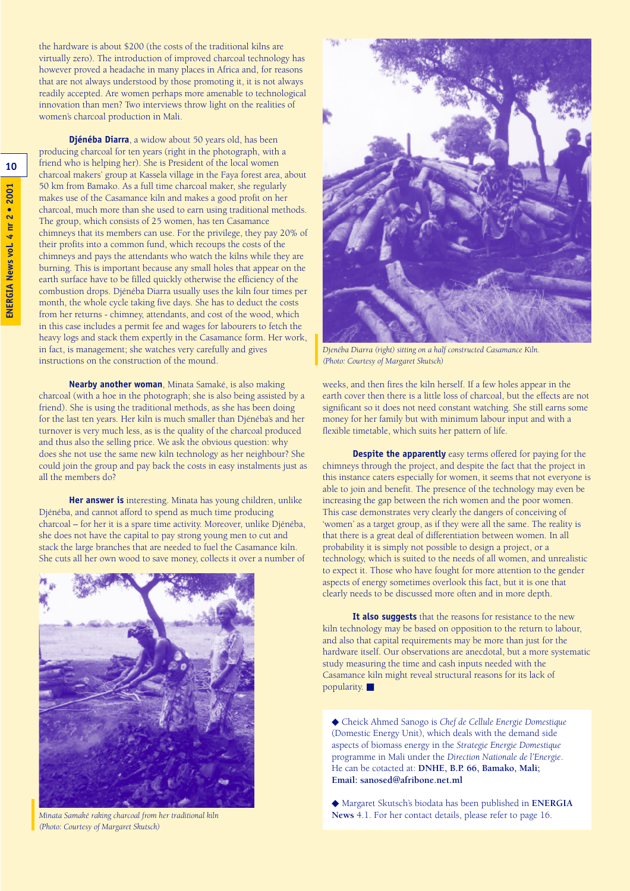the hardware is about $200 (the costs of the traditional kilns are virtually zero). The introduction of improved charcoal technology has however proved a headache in many places in Africa and, for reasons that are not always understood by those promoting it, it is not always readily accepted. Are women perhaps more amenable to technological innovation than men? Two interviews throw light on the realities of women's charcoal production in Mali.

**Djénéba Diarra**, a widow about 50 years old, has been producing charcoal for ten years (right in the photograph, with a friend who is helping her). She is President of the local women charcoal makers' group at Kassela village in the Faya forest area, about 50 km from Bamako. As a full time charcoal maker, she regularly makes use of the Casamance kiln and makes a good profit on her charcoal, much more than she used to earn using traditional methods. The group, which consists of 25 women, has ten Casamance chimneys that its members can use. For the privilege, they pay 20% of their profits into a common fund, which recoups the costs of the chimneys and pays the attendants who watch the kilns while they are burning. This is important because any small holes that appear on the earth surface have to be filled quickly otherwise the efficiency of the combustion drops. Djénéba Diarra usually uses the kiln four times per month, the whole cycle taking five days. She has to deduct the costs from her returns - chimney, attendants, and cost of the wood, which in this case includes a permit fee and wages for labourers to fetch the heavy logs and stack them expertly in the Casamance form. Her work, in fact, is management; she watches very carefully and gives instructions on the construction of the mound.

**Nearby another woman**, Minata Samaké, is also making charcoal (with a hoe in the photograph; she is also being assisted by a friend). She is using the traditional methods, as she has been doing for the last ten years. Her kiln is much smaller than Djénéba's and her turnover is very much less, as is the quality of the charcoal produced and thus also the selling price. We ask the obvious question: why does she not use the same new kiln technology as her neighbour? She could join the group and pay back the costs in easy instalments just as all the members do?

**Her answer is** interesting. Minata has young children, unlike Djénéba, and cannot afford to spend as much time producing charcoal – for her it is a spare time activity. Moreover, unlike Djénéba, she does not have the capital to pay strong young men to cut and stack the large branches that are needed to fuel the Casamance kiln. She cuts all her own wood to save money, collects it over a number of weeks, and then fires the kiln herself. If a few holes appear in the earth cover then there is a little loss of charcoal, but the effects are not significant so it does not need constant watching. She still earns some money for her family but with minimum labour input and with a flexible timetable, which suits her pattern of life.

*Minata Samaké raking charcoal from her traditional kiln (Photo: Courtesy of Margaret Skutsch)*

*Djenéba Diarra (right) sitting on a half constructed Casamance Kiln. (Photo: Courtesy of Margaret Skutsch)*

**Despite the apparently** easy terms offered for paying for the chimneys through the project, and despite the fact that the project in this instance caters especially for women, it seems that not everyone is able to join and benefit. The presence of the technology may even be increasing the gap between the rich women and the poor women. This case demonstrates very clearly the dangers of conceiving of 'women' as a target group, as if they were all the same. The reality is that there is a great deal of differentiation between women. In all probability it is simply not possible to design a project, or a technology, which is suited to the needs of all women, and unrealistic to expect it. Those who have fought for more attention to the gender aspects of energy sometimes overlook this fact, but it is one that clearly needs to be discussed more often and in more depth.

**It also suggests** that the reasons for resistance to the new kiln technology may be based on opposition to the return to labour, and also that capital requirements may be more than just for the hardware itself. Our observations are anecdotal, but a more systematic study measuring the time and cash inputs needed with the Casamance kiln might reveal structural reasons for its lack of popularity. ■

◆ Cheick Ahmed Sanogo is *Chef de Cellule Energie Domestique* (Domestic Energy Unit), which deals with the demand side aspects of biomass energy in the *Strategie Energie Domestique* programme in Mali under the *Direction Nationale de l'Energie*. He can be cotacted at: **DNHE, B.P. 66, Bamako, Mali; Email: sanosed@afribone.net.ml**

◆ Margaret Skutsch's biodata has been published in **ENERGIA News** 4.1. For her contact details, please refer to page 16.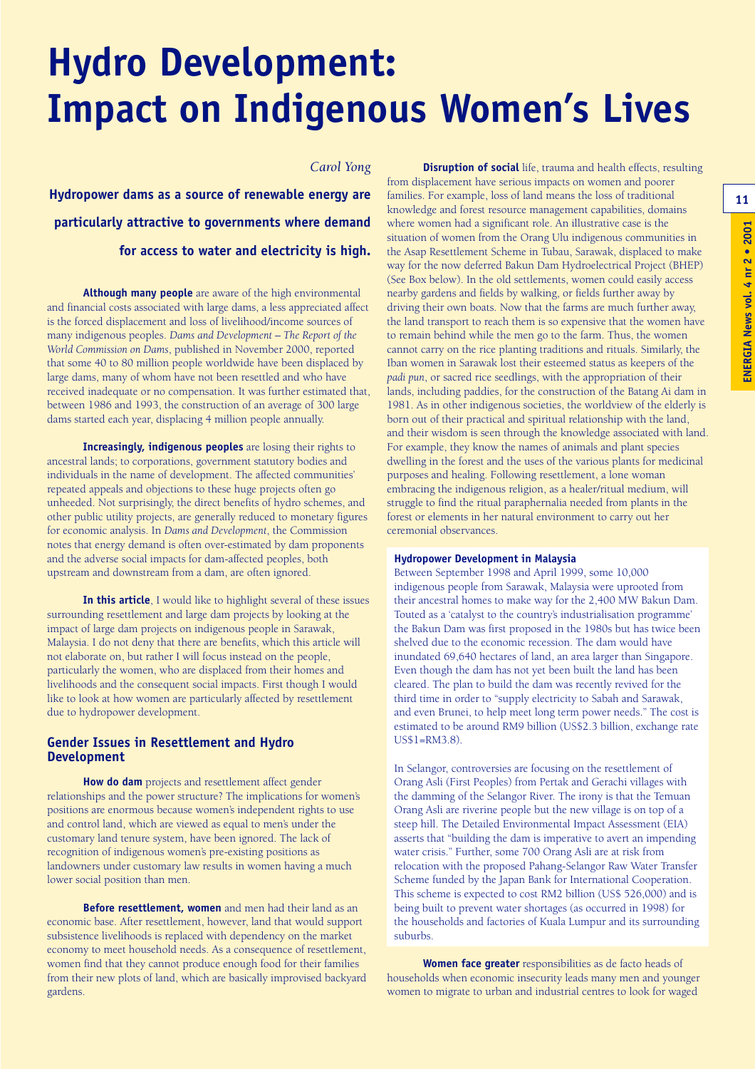# Hydro Development: Impact on Indigenous Women's Lives

*Carol Yong*

**Hydropower dams as a source of renewable energy are particularly attractive to governments where demand for access to water and electricity is high.**

**Although many people** are aware of the high environmental and financial costs associated with large dams, a less appreciated affect is the forced displacement and loss of livelihood/income sources of many indigenous peoples. *Dams and Development – The Report of the World Commission on Dams*, published in November 2000, reported that some 40 to 80 million people worldwide have been displaced by large dams, many of whom have not been resettled and who have received inadequate or no compensation. It was further estimated that, between 1986 and 1993, the construction of an average of 300 large dams started each year, displacing 4 million people annually.

**Increasingly, indigenous peoples** are losing their rights to ancestral lands; to corporations, government statutory bodies and individuals in the name of development. The affected communities' repeated appeals and objections to these huge projects often go unheeded. Not surprisingly, the direct benefits of hydro schemes, and other public utility projects, are generally reduced to monetary figures for economic analysis. In *Dams and Development*, the Commission notes that energy demand is often over-estimated by dam proponents and the adverse social impacts for dam-affected peoples, both upstream and downstream from a dam, are often ignored.

**In this article**, I would like to highlight several of these issues surrounding resettlement and large dam projects by looking at the impact of large dam projects on indigenous people in Sarawak, Malaysia. I do not deny that there are benefits, which this article will not elaborate on, but rather I will focus instead on the people, particularly the women, who are displaced from their homes and livelihoods and the consequent social impacts. First though I would like to look at how women are particularly affected by resettlement due to hydropower development.

## Gender Issues in Resettlement and Hydro Development

**How do dam** projects and resettlement affect gender relationships and the power structure? The implications for women's positions are enormous because women's independent rights to use and control land, which are viewed as equal to men's under the customary land tenure system, have been ignored. The lack of recognition of indigenous women's pre-existing positions as landowners under customary law results in women having a much lower social position than men.

**Before resettlement, women** and men had their land as an economic base. After resettlement, however, land that would support subsistence livelihoods is replaced with dependency on the market economy to meet household needs. As a consequence of resettlement, women find that they cannot produce enough food for their families from their new plots of land, which are basically improvised backyard gardens.

**Disruption of social** life, trauma and health effects, resulting from displacement have serious impacts on women and poorer families. For example, loss of land means the loss of traditional knowledge and forest resource management capabilities, domains where women had a significant role. An illustrative case is the situation of women from the Orang Ulu indigenous communities in the Asap Resettlement Scheme in Tubau, Sarawak, displaced to make way for the now deferred Bakun Dam Hydroelectrical Project (BHEP) (See Box below). In the old settlements, women could easily access nearby gardens and fields by walking, or fields further away by driving their own boats. Now that the farms are much further away, the land transport to reach them is so expensive that the women have to remain behind while the men go to the farm. Thus, the women cannot carry on the rice planting traditions and rituals. Similarly, the Iban women in Sarawak lost their esteemed status as keepers of the *padi pun*, or sacred rice seedlings, with the appropriation of their lands, including paddies, for the construction of the Batang Ai dam in 1981. As in other indigenous societies, the worldview of the elderly is born out of their practical and spiritual relationship with the land, and their wisdom is seen through the knowledge associated with land. For example, they know the names of animals and plant species dwelling in the forest and the uses of the various plants for medicinal purposes and healing. Following resettlement, a lone woman embracing the indigenous religion, as a healer/ritual medium, will struggle to find the ritual paraphernalia needed from plants in the forest or elements in her natural environment to carry out her ceremonial observances.

### Hydropower Development in Malaysia

Between September 1998 and April 1999, some 10,000 indigenous people from Sarawak, Malaysia were uprooted from their ancestral homes to make way for the 2,400 MW Bakun Dam. Touted as a 'catalyst to the country's industrialisation programme' the Bakun Dam was first proposed in the 1980s but has twice been shelved due to the economic recession. The dam would have inundated 69,640 hectares of land, an area larger than Singapore. Even though the dam has not yet been built the land has been cleared. The plan to build the dam was recently revived for the third time in order to "supply electricity to Sabah and Sarawak, and even Brunei, to help meet long term power needs." The cost is estimated to be around RM9 billion (US$2.3 billion, exchange rate US$1=RM3.8).

In Selangor, controversies are focusing on the resettlement of Orang Asli (First Peoples) from Pertak and Gerachi villages with the damming of the Selangor River. The irony is that the Temuan Orang Asli are riverine people but the new village is on top of a steep hill. The Detailed Environmental Impact Assessment (EIA) asserts that "building the dam is imperative to avert an impending water crisis." Further, some 700 Orang Asli are at risk from relocation with the proposed Pahang-Selangor Raw Water Transfer Scheme funded by the Japan Bank for International Cooperation. This scheme is expected to cost RM2 billion (US$ 526,000) and is being built to prevent water shortages (as occurred in 1998) for the households and factories of Kuala Lumpur and its surrounding suburbs.

**Women face greater** responsibilities as de facto heads of households when economic insecurity leads many men and younger women to migrate to urban and industrial centres to look for waged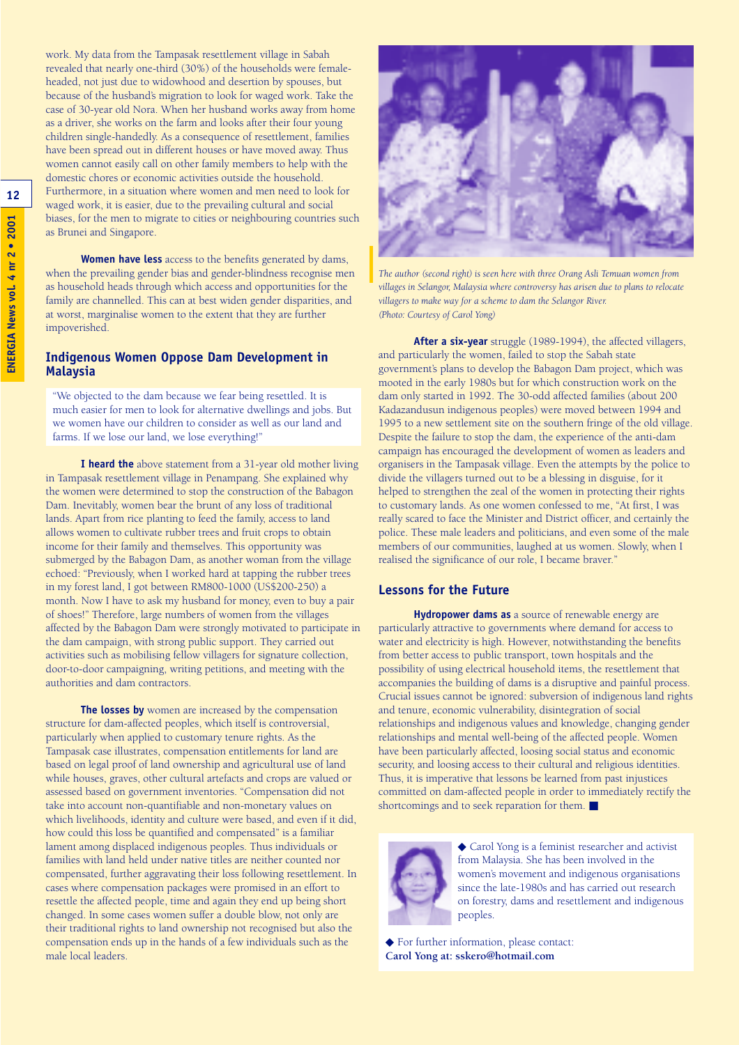work. My data from the Tampasak resettlement village in Sabah revealed that nearly one-third (30%) of the households were female-headed, not just due to widowhood and desertion by spouses, but because of the husband's migration to look for waged work. Take the case of 30-year old Nora. When her husband works away from home as a driver, she works on the farm and looks after their four young children single-handedly. As a consequence of resettlement, families have been spread out in different houses or have moved away. Thus women cannot easily call on other family members to help with the domestic chores or economic activities outside the household. Furthermore, in a situation where women and men need to look for waged work, it is easier, due to the prevailing cultural and social biases, for the men to migrate to cities or neighbouring countries such as Brunei and Singapore.

**Women have less** access to the benefits generated by dams, when the prevailing gender bias and gender-blindness recognise men as household heads through which access and opportunities for the family are channelled. This can at best widen gender disparities, and at worst, marginalise women to the extent that they are further impoverished.

## Indigenous Women Oppose Dam Development in Malaysia

"We objected to the dam because we fear being resettled. It is much easier for men to look for alternative dwellings and jobs. But we women have our children to consider as well as our land and farms. If we lose our land, we lose everything!"

**I heard the** above statement from a 31-year old mother living in Tampasak resettlement village in Penampang. She explained why the women were determined to stop the construction of the Babagon Dam. Inevitably, women bear the brunt of any loss of traditional lands. Apart from rice planting to feed the family, access to land allows women to cultivate rubber trees and fruit crops to obtain income for their family and themselves. This opportunity was submerged by the Babagon Dam, as another woman from the village echoed: "Previously, when I worked hard at tapping the rubber trees in my forest land, I got between RM800-1000 (US$200-250) a month. Now I have to ask my husband for money, even to buy a pair of shoes!" Therefore, large numbers of women from the villages affected by the Babagon Dam were strongly motivated to participate in the dam campaign, with strong public support. They carried out activities such as mobilising fellow villagers for signature collection, door-to-door campaigning, writing petitions, and meeting with the authorities and dam contractors.

**The losses by** women are increased by the compensation structure for dam-affected peoples, which itself is controversial, particularly when applied to customary tenure rights. As the Tampasak case illustrates, compensation entitlements for land are based on legal proof of land ownership and agricultural use of land while houses, graves, other cultural artefacts and crops are valued or assessed based on government inventories. "Compensation did not take into account non-quantifiable and non-monetary values on which livelihoods, identity and culture were based, and even if it did, how could this loss be quantified and compensated" is a familiar lament among displaced indigenous peoples. Thus individuals or families with land held under native titles are neither counted nor compensated, further aggravating their loss following resettlement. In cases where compensation packages were promised in an effort to resettle the affected people, time and again they end up being short changed. In some cases women suffer a double blow, not only are their traditional rights to land ownership not recognised but also the compensation ends up in the hands of a few individuals such as the male local leaders.

*The author (second right) is seen here with three Orang Asli Temuan women from villages in Selangor, Malaysia where controversy has arisen due to plans to relocate villagers to make way for a scheme to dam the Selangor River. (Photo: Courtesy of Carol Yong)*

**After a six-year** struggle (1989-1994), the affected villagers, and particularly the women, failed to stop the Sabah state government's plans to develop the Babagon Dam project, which was mooted in the early 1980s but for which construction work on the dam only started in 1992. The 30-odd affected families (about 200 Kadazandusun indigenous peoples) were moved between 1994 and 1995 to a new settlement site on the southern fringe of the old village. Despite the failure to stop the dam, the experience of the anti-dam campaign has encouraged the development of women as leaders and organisers in the Tampasak village. Even the attempts by the police to divide the villagers turned out to be a blessing in disguise, for it helped to strengthen the zeal of the women in protecting their rights to customary lands. As one women confessed to me, "At first, I was really scared to face the Minister and District officer, and certainly the police. These male leaders and politicians, and even some of the male members of our communities, laughed at us women. Slowly, when I realised the significance of our role, I became braver."

## Lessons for the Future

**Hydropower dams as** a source of renewable energy are particularly attractive to governments where demand for access to water and electricity is high. However, notwithstanding the benefits from better access to public transport, town hospitals and the possibility of using electrical household items, the resettlement that accompanies the building of dams is a disruptive and painful process. Crucial issues cannot be ignored: subversion of indigenous land rights and tenure, economic vulnerability, disintegration of social relationships and indigenous values and knowledge, changing gender relationships and mental well-being of the affected people. Women have been particularly affected, loosing social status and economic security, and loosing access to their cultural and religious identities. Thus, it is imperative that lessons be learned from past injustices committed on dam-affected people in order to immediately rectify the shortcomings and to seek reparation for them. ■

◆ Carol Yong is a feminist researcher and activist from Malaysia. She has been involved in the women's movement and indigenous organisations since the late-1980s and has carried out research on forestry, dams and resettlement and indigenous peoples.

◆ For further information, please contact:
**Carol Yong at: sskero@hotmail.com**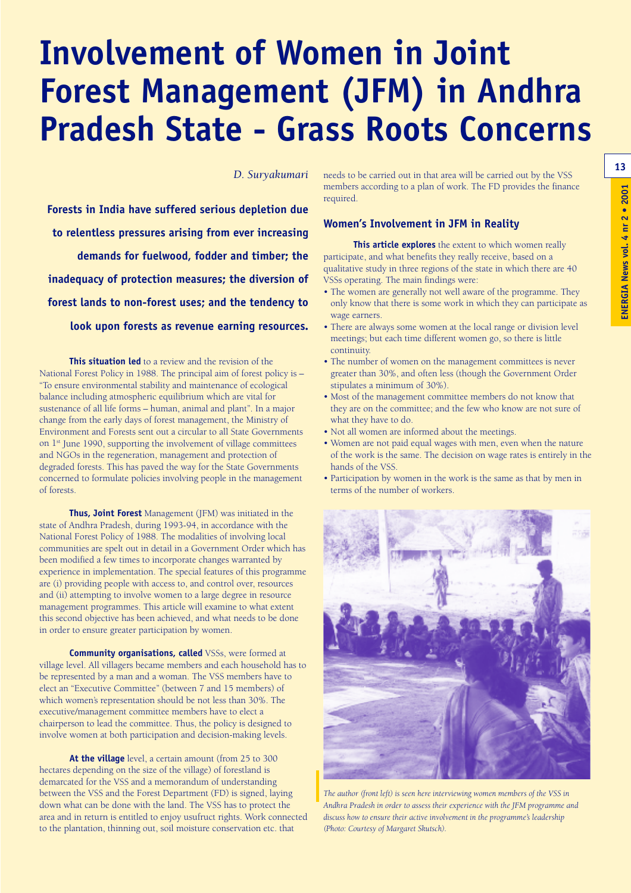# Involvement of Women in Joint Forest Management (JFM) in Andhra Pradesh State - Grass Roots Concerns

*D. Suryakumari*

**Forests in India have suffered serious depletion due to relentless pressures arising from ever increasing demands for fuelwood, fodder and timber; the inadequacy of protection measures; the diversion of forest lands to non-forest uses; and the tendency to look upon forests as revenue earning resources.**

**This situation led** to a review and the revision of the National Forest Policy in 1988. The principal aim of forest policy is – "To ensure environmental stability and maintenance of ecological balance including atmospheric equilibrium which are vital for sustenance of all life forms – human, animal and plant". In a major change from the early days of forest management, the Ministry of Environment and Forests sent out a circular to all State Governments on 1st June 1990, supporting the involvement of village committees and NGOs in the regeneration, management and protection of degraded forests. This has paved the way for the State Governments concerned to formulate policies involving people in the management of forests.

**Thus, Joint Forest** Management (JFM) was initiated in the state of Andhra Pradesh, during 1993-94, in accordance with the National Forest Policy of 1988. The modalities of involving local communities are spelt out in detail in a Government Order which has been modified a few times to incorporate changes warranted by experience in implementation. The special features of this programme are (i) providing people with access to, and control over, resources and (ii) attempting to involve women to a large degree in resource management programmes. This article will examine to what extent this second objective has been achieved, and what needs to be done in order to ensure greater participation by women.

**Community organisations, called** VSSs, were formed at village level. All villagers became members and each household has to be represented by a man and a woman. The VSS members have to elect an "Executive Committee" (between 7 and 15 members) of which women's representation should be not less than 30%. The executive/management committee members have to elect a chairperson to lead the committee. Thus, the policy is designed to involve women at both participation and decision-making levels.

**At the village** level, a certain amount (from 25 to 300 hectares depending on the size of the village) of forestland is demarcated for the VSS and a memorandum of understanding between the VSS and the Forest Department (FD) is signed, laying down what can be done with the land. The VSS has to protect the area and in return is entitled to enjoy usufruct rights. Work connected to the plantation, thinning out, soil moisture conservation etc. that needs to be carried out in that area will be carried out by the VSS members according to a plan of work. The FD provides the finance required.

## Women's Involvement in JFM in Reality

**This article explores** the extent to which women really participate, and what benefits they really receive, based on a qualitative study in three regions of the state in which there are 40 VSSs operating. The main findings were:

- The women are generally not well aware of the programme. They only know that there is some work in which they can participate as wage earners.
- There are always some women at the local range or division level meetings; but each time different women go, so there is little continuity.
- The number of women on the management committees is never greater than 30%, and often less (though the Government Order stipulates a minimum of 30%).
- Most of the management committee members do not know that they are on the committee; and the few who know are not sure of what they have to do.
- Not all women are informed about the meetings.
- Women are not paid equal wages with men, even when the nature of the work is the same. The decision on wage rates is entirely in the hands of the VSS.
- Participation by women in the work is the same as that by men in terms of the number of workers.

*The author (front left) is seen here interviewing women members of the VSS in Andhra Pradesh in order to assess their experience with the JFM programme and discuss how to ensure their active involvement in the programme's leadership (Photo: Courtesy of Margaret Skutsch).*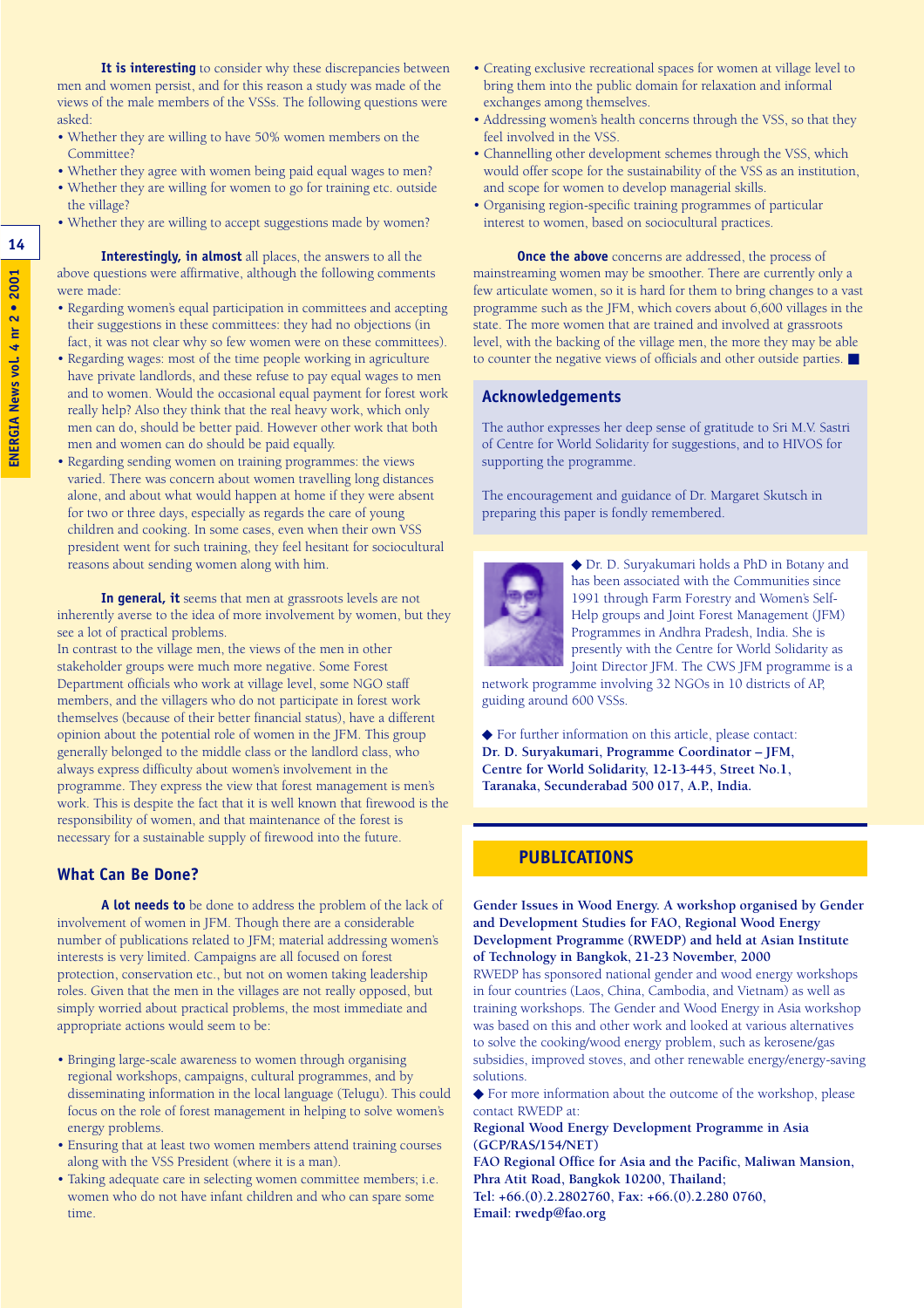**It is interesting** to consider why these discrepancies between men and women persist, and for this reason a study was made of the views of the male members of the VSSs. The following questions were asked:

- Whether they are willing to have 50% women members on the Committee?
- Whether they agree with women being paid equal wages to men?
- Whether they are willing for women to go for training etc. outside the village?
- Whether they are willing to accept suggestions made by women?

**Interestingly, in almost** all places, the answers to all the above questions were affirmative, although the following comments were made:

- Regarding women's equal participation in committees and accepting their suggestions in these committees: they had no objections (in fact, it was not clear why so few women were on these committees).
- Regarding wages: most of the time people working in agriculture have private landlords, and these refuse to pay equal wages to men and to women. Would the occasional equal payment for forest work really help? Also they think that the real heavy work, which only men can do, should be better paid. However other work that both men and women can do should be paid equally.
- Regarding sending women on training programmes: the views varied. There was concern about women travelling long distances alone, and about what would happen at home if they were absent for two or three days, especially as regards the care of young children and cooking. In some cases, even when their own VSS president went for such training, they feel hesitant for sociocultural reasons about sending women along with him.

**In general, it** seems that men at grassroots levels are not inherently averse to the idea of more involvement by women, but they see a lot of practical problems.

In contrast to the village men, the views of the men in other stakeholder groups were much more negative. Some Forest Department officials who work at village level, some NGO staff members, and the villagers who do not participate in forest work themselves (because of their better financial status), have a different opinion about the potential role of women in the JFM. This group generally belonged to the middle class or the landlord class, who always express difficulty about women's involvement in the programme. They express the view that forest management is men's work. This is despite the fact that it is well known that firewood is the responsibility of women, and that maintenance of the forest is necessary for a sustainable supply of firewood into the future.

## What Can Be Done?

**A lot needs to** be done to address the problem of the lack of involvement of women in JFM. Though there are a considerable number of publications related to JFM; material addressing women's interests is very limited. Campaigns are all focused on forest protection, conservation etc., but not on women taking leadership roles. Given that the men in the villages are not really opposed, but simply worried about practical problems, the most immediate and appropriate actions would seem to be:

- Bringing large-scale awareness to women through organising regional workshops, campaigns, cultural programmes, and by disseminating information in the local language (Telugu). This could focus on the role of forest management in helping to solve women's energy problems.
- Ensuring that at least two women members attend training courses along with the VSS President (where it is a man).
- Taking adequate care in selecting women committee members; i.e. women who do not have infant children and who can spare some time.
- Creating exclusive recreational spaces for women at village level to bring them into the public domain for relaxation and informal exchanges among themselves.
- Addressing women's health concerns through the VSS, so that they feel involved in the VSS.
- Channelling other development schemes through the VSS, which would offer scope for the sustainability of the VSS as an institution, and scope for women to develop managerial skills.
- Organising region-specific training programmes of particular interest to women, based on sociocultural practices.

**Once the above** concerns are addressed, the process of mainstreaming women may be smoother. There are currently only a few articulate women, so it is hard for them to bring changes to a vast programme such as the JFM, which covers about 6,600 villages in the state. The more women that are trained and involved at grassroots level, with the backing of the village men, the more they may be able to counter the negative views of officials and other outside parties. ■

### Acknowledgements

The author expresses her deep sense of gratitude to Sri M.V. Sastri of Centre for World Solidarity for suggestions, and to HIVOS for supporting the programme.

The encouragement and guidance of Dr. Margaret Skutsch in preparing this paper is fondly remembered.

◆ Dr. D. Suryakumari holds a PhD in Botany and has been associated with the Communities since 1991 through Farm Forestry and Women's Self-Help groups and Joint Forest Management (JFM) Programmes in Andhra Pradesh, India. She is presently with the Centre for World Solidarity as Joint Director JFM. The CWS JFM programme is a network programme involving 32 NGOs in 10 districts of AP, guiding around 600 VSSs.

◆ For further information on this article, please contact:
**Dr. D. Suryakumari, Programme Coordinator – JFM, Centre for World Solidarity, 12-13-445, Street No.1, Taranaka, Secunderabad 500 017, A.P., India.**

## PUBLICATIONS

**Gender Issues in Wood Energy. A workshop organised by Gender and Development Studies for FAO, Regional Wood Energy Development Programme (RWEDP) and held at Asian Institute of Technology in Bangkok, 21-23 November, 2000**

RWEDP has sponsored national gender and wood energy workshops in four countries (Laos, China, Cambodia, and Vietnam) as well as training workshops. The Gender and Wood Energy in Asia workshop was based on this and other work and looked at various alternatives to solve the cooking/wood energy problem, such as kerosene/gas subsidies, improved stoves, and other renewable energy/energy-saving solutions.

◆ For more information about the outcome of the workshop, please contact RWEDP at:
**Regional Wood Energy Development Programme in Asia (GCP/RAS/154/NET)**
**FAO Regional Office for Asia and the Pacific, Maliwan Mansion, Phra Atit Road, Bangkok 10200, Thailand;**
**Tel: +66.(0).2.2802760, Fax: +66.(0).2.280 0760,**
**Email: rwedp@fao.org**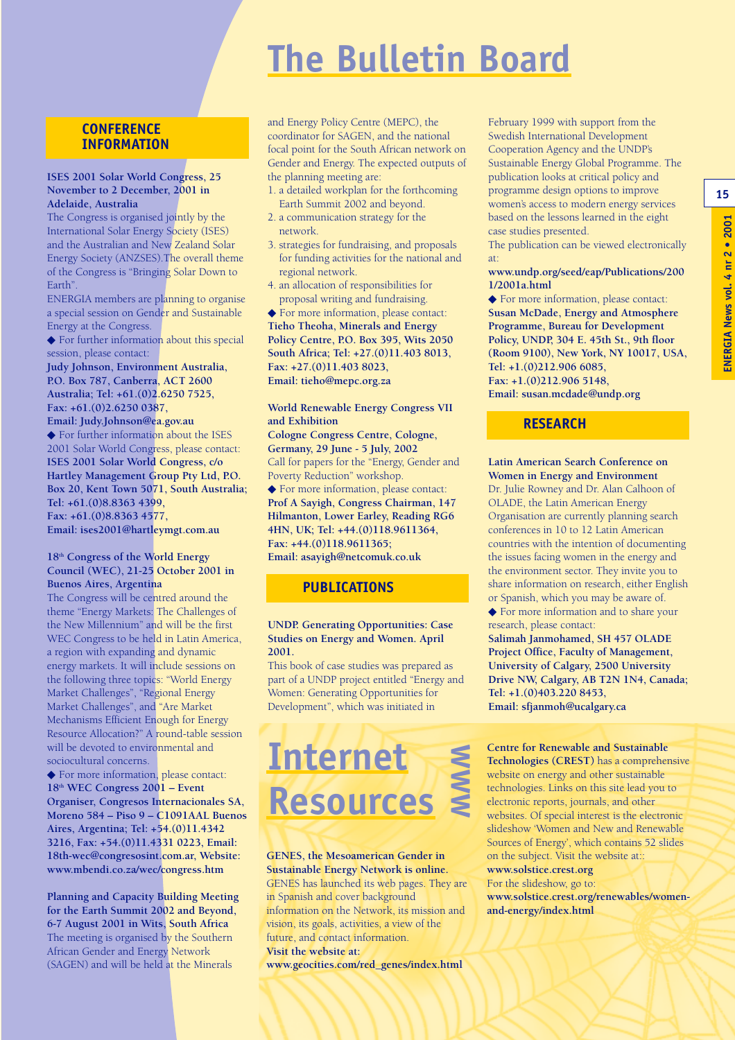# The Bulletin Board

## CONFERENCE INFORMATION

**ISES 2001 Solar World Congress, 25 November to 2 December, 2001 in Adelaide, Australia**

The Congress is organised jointly by the International Solar Energy Society (ISES) and the Australian and New Zealand Solar Energy Society (ANZSES).The overall theme of the Congress is "Bringing Solar Down to Earth".

ENERGIA members are planning to organise a special session on Gender and Sustainable Energy at the Congress.

◆ For further information about this special session, please contact:
**Judy Johnson, Environment Australia, P.O. Box 787, Canberra, ACT 2600 Australia; Tel: +61.(0)2.6250 7525, Fax: +61.(0)2.6250 0387, Email: Judy.Johnson@ea.gov.au**

◆ For further information about the ISES 2001 Solar World Congress, please contact:
**ISES 2001 Solar World Congress, c/o Hartley Management Group Pty Ltd, P.O. Box 20, Kent Town 5071, South Australia; Tel: +61.(0)8.8363 4399, Fax: +61.(0)8.8363 4577, Email: ises2001@hartleymgt.com.au**

**18th Congress of the World Energy Council (WEC), 21-25 October 2001 in Buenos Aires, Argentina**

The Congress will be centred around the theme "Energy Markets: The Challenges of the New Millennium" and will be the first WEC Congress to be held in Latin America, a region with expanding and dynamic energy markets. It will include sessions on the following three topics: "World Energy Market Challenges", "Regional Energy Market Challenges", and "Are Market Mechanisms Efficient Enough for Energy Resource Allocation?" A round-table session will be devoted to environmental and sociocultural concerns.

◆ For more information, please contact:
**18th WEC Congress 2001 – Event Organiser, Congresos Internacionales SA, Moreno 584 – Piso 9 – C1091AAL Buenos Aires, Argentina; Tel: +54.(0)11.4342 3216, Fax: +54.(0)11.4331 0223, Email: 18th-wec@congresosint.com.ar, Website: www.mbendi.co.za/wec/congress.htm**

**Planning and Capacity Building Meeting for the Earth Summit 2002 and Beyond, 6-7 August 2001 in Wits, South Africa**

The meeting is organised by the Southern African Gender and Energy Network (SAGEN) and will be held at the Minerals and Energy Policy Centre (MEPC), the coordinator for SAGEN, and the national focal point for the South African network on Gender and Energy. The expected outputs of the planning meeting are:

1. a detailed workplan for the forthcoming Earth Summit 2002 and beyond.
2. a communication strategy for the network.
3. strategies for fundraising, and proposals for funding activities for the national and regional network.
4. an allocation of responsibilities for proposal writing and fundraising.

◆ For more information, please contact:
**Tieho Theoha, Minerals and Energy Policy Centre, P.O. Box 395, Wits 2050 South Africa; Tel: +27.(0)11.403 8013, Fax: +27.(0)11.403 8023, Email: tieho@mepc.org.za**

**World Renewable Energy Congress VII and Exhibition**
**Cologne Congress Centre, Cologne, Germany, 29 June - 5 July, 2002**

Call for papers for the "Energy, Gender and Poverty Reduction" workshop.

◆ For more information, please contact:
**Prof A Sayigh, Congress Chairman, 147 Hilmanton, Lower Earley, Reading RG6 4HN, UK; Tel: +44.(0)118.9611364, Fax: +44.(0)118.9611365; Email: asayigh@netcomuk.co.uk**

## PUBLICATIONS

**UNDP. Generating Opportunities: Case Studies on Energy and Women. April 2001.**

This book of case studies was prepared as part of a UNDP project entitled "Energy and Women: Generating Opportunities for Development", which was initiated in February 1999 with support from the Swedish International Development Cooperation Agency and the UNDP's Sustainable Energy Global Programme. The publication looks at critical policy and programme design options to improve women's access to modern energy services based on the lessons learned in the eight case studies presented.

The publication can be viewed electronically at:
**www.undp.org/seed/eap/Publications/2001/2001a.html**

◆ For more information, please contact:
**Susan McDade, Energy and Atmosphere Programme, Bureau for Development Policy, UNDP, 304 E. 45th St., 9th floor (Room 9100), New York, NY 10017, USA, Tel: +1.(0)212.906 6085, Fax: +1.(0)212.906 5148, Email: susan.mcdade@undp.org**

## RESEARCH

**Latin American Search Conference on Women in Energy and Environment**

Dr. Julie Rowney and Dr. Alan Calhoon of OLADE, the Latin American Energy Organisation are currently planning search conferences in 10 to 12 Latin American countries with the intention of documenting the issues facing women in the energy and the environment sector. They invite you to share information on research, either English or Spanish, which you may be aware of.

◆ For more information and to share your research, please contact:
**Salimah Janmohamed, SH 457 OLADE Project Office, Faculty of Management, University of Calgary, 2500 University Drive NW, Calgary, AB T2N 1N4, Canada; Tel: +1.(0)403.220 8453, Email: sfjanmoh@ucalgary.ca**

# Internet Resources

**GENES, the Mesoamerican Gender in Sustainable Energy Network is online.**
GENES has launched its web pages. They are in Spanish and cover background information on the Network, its mission and vision, its goals, activities, a view of the future, and contact information.
**Visit the website at:**
**www.geocities.com/red_genes/index.html**

**Centre for Renewable and Sustainable Technologies (CREST)** has a comprehensive website on energy and other sustainable technologies. Links on this site lead you to electronic reports, journals, and other websites. Of special interest is the electronic slideshow 'Women and New and Renewable Sources of Energy', which contains 52 slides on the subject. Visit the website at::
**www.solstice.crest.org**
For the slideshow, go to:
**www.solstice.crest.org/renewables/women-and-energy/index.html**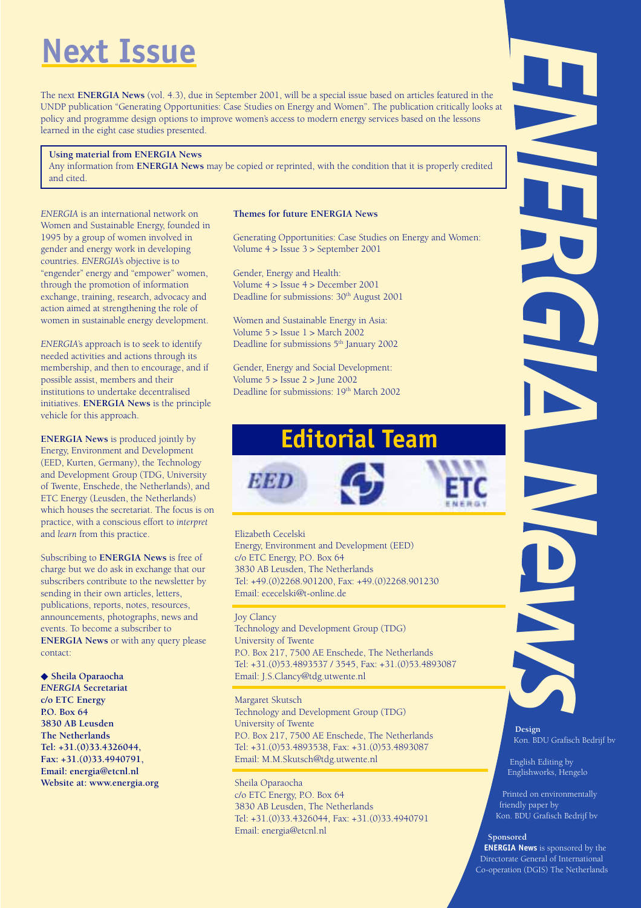# Next Issue

The next **ENERGIA News** (vol. 4.3), due in September 2001, will be a special issue based on articles featured in the UNDP publication "Generating Opportunities: Case Studies on Energy and Women". The publication critically looks at policy and programme design options to improve women's access to modern energy services based on the lessons learned in the eight case studies presented.

**Using material from ENERGIA News**
Any information from **ENERGIA News** may be copied or reprinted, with the condition that it is properly credited and cited.

*ENERGIA* is an international network on Women and Sustainable Energy, founded in 1995 by a group of women involved in gender and energy work in developing countries. *ENERGIA's* objective is to "engender" energy and "empower" women, through the promotion of information exchange, training, research, advocacy and action aimed at strengthening the role of women in sustainable energy development.

*ENERGIA's* approach is to seek to identify needed activities and actions through its membership, and then to encourage, and if possible assist, members and their institutions to undertake decentralised initiatives. **ENERGIA News** is the principle vehicle for this approach.

**ENERGIA News** is produced jointly by Energy, Environment and Development (EED, Kurten, Germany), the Technology and Development Group (TDG, University of Twente, Enschede, the Netherlands), and ETC Energy (Leusden, the Netherlands) which houses the secretariat. The focus is on practice, with a conscious effort to *interpret* and *learn* from this practice.

Subscribing to **ENERGIA News** is free of charge but we do ask in exchange that our subscribers contribute to the newsletter by sending in their own articles, letters, publications, reports, notes, resources, announcements, photographs, news and events. To become a subscriber to **ENERGIA News** or with any query please contact:

◆ **Sheila Oparaocha**
***ENERGIA* Secretariat**
**c/o ETC Energy**
**P.O. Box 64**
**3830 AB Leusden**
**The Netherlands**
**Tel: +31.(0)33.4326044,**
**Fax: +31.(0)33.4940791,**
**Email: energia@etcnl.nl**
**Website at: www.energia.org**

**Themes for future ENERGIA News**

Generating Opportunities: Case Studies on Energy and Women:
Volume 4 > Issue 3 > September 2001

Gender, Energy and Health:
Volume 4 > Issue 4 > December 2001
Deadline for submissions: 30th August 2001

Women and Sustainable Energy in Asia:
Volume 5 > Issue 1 > March 2002
Deadline for submissions 5th January 2002

Gender, Energy and Social Development:
Volume 5 > Issue 2 > June 2002
Deadline for submissions: 19th March 2002

## Editorial Team

Elizabeth Cecelski
Energy, Environment and Development (EED)
c/o ETC Energy, P.O. Box 64
3830 AB Leusden, The Netherlands
Tel: +49.(0)2268.901200, Fax: +49.(0)2268.901230
Email: ececelski@t-online.de

Joy Clancy
Technology and Development Group (TDG)
University of Twente
P.O. Box 217, 7500 AE Enschede, The Netherlands
Tel: +31.(0)53.4893537 / 3545, Fax: +31.(0)53.4893087
Email: J.S.Clancy@tdg.utwente.nl

Margaret Skutsch
Technology and Development Group (TDG)
University of Twente
P.O. Box 217, 7500 AE Enschede, The Netherlands
Tel: +31.(0)53.4893538, Fax: +31.(0)53.4893087
Email: M.M.Skutsch@tdg.utwente.nl

Sheila Oparaocha
c/o ETC Energy, P.O. Box 64
3830 AB Leusden, The Netherlands
Tel: +31.(0)33.4326044, Fax: +31.(0)33.4940791
Email: energia@etcnl.nl

ENERGIA News

**Design**
Kon. BDU Grafisch Bedrijf bv

English Editing by
Englishworks, Hengelo

Printed on environmentally friendly paper by
Kon. BDU Grafisch Bedrijf bv

**Sponsored**
**ENERGIA News** is sponsored by the Directorate General of International Co-operation (DGIS) The Netherlands